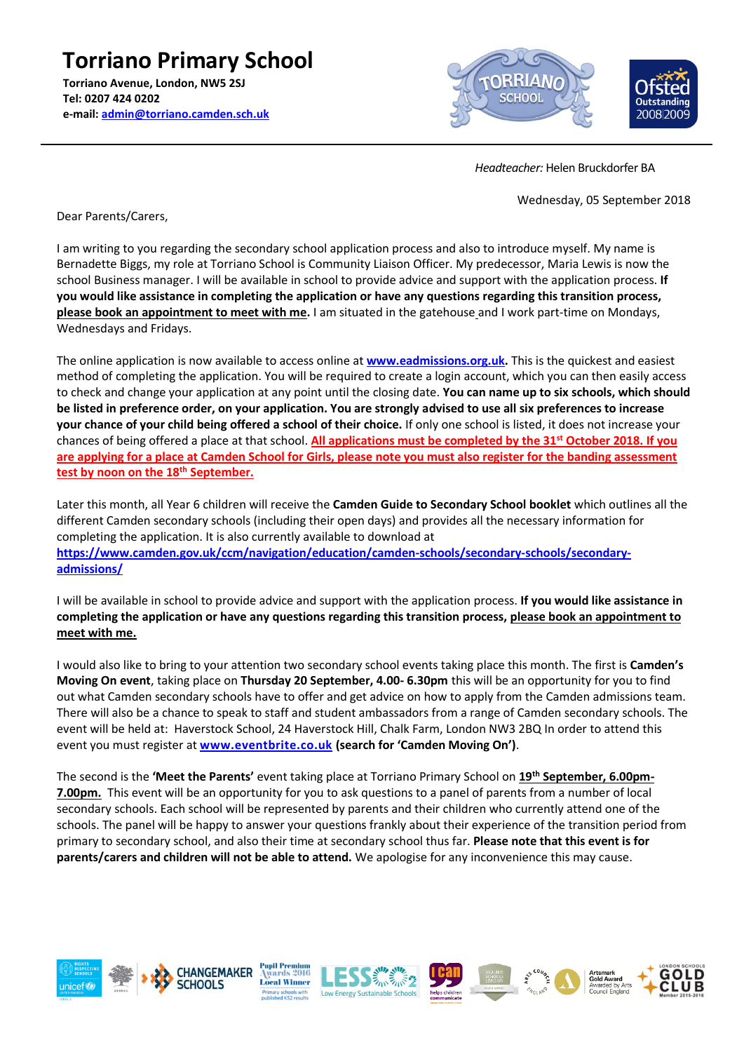# Torriano Primary School

**Torriano Avenue, London, NW5 2SJ**
**Tel: 0207 424 0202**
**e-mail: admin@torriano.camden.sch.uk**

*Headteacher:* Helen Bruckdorfer BA

Wednesday, 05 September 2018

Dear Parents/Carers,

I am writing to you regarding the secondary school application process and also to introduce myself. My name is Bernadette Biggs, my role at Torriano School is Community Liaison Officer. My predecessor, Maria Lewis is now the school Business manager. I will be available in school to provide advice and support with the application process. **If you would like assistance in completing the application or have any questions regarding this transition process, please book an appointment to meet with me.** I am situated in the gatehouse and I work part-time on Mondays, Wednesdays and Fridays.

The online application is now available to access online at **www.eadmissions.org.uk.** This is the quickest and easiest method of completing the application. You will be required to create a login account, which you can then easily access to check and change your application at any point until the closing date. **You can name up to six schools, which should be listed in preference order, on your application. You are strongly advised to use all six preferences to increase your chance of your child being offered a school of their choice.** If only one school is listed, it does not increase your chances of being offered a place at that school. **All applications must be completed by the 31st October 2018. If you are applying for a place at Camden School for Girls, please note you must also register for the banding assessment test by noon on the 18th September.**

Later this month, all Year 6 children will receive the **Camden Guide to Secondary School booklet** which outlines all the different Camden secondary schools (including their open days) and provides all the necessary information for completing the application. It is also currently available to download at
**https://www.camden.gov.uk/ccm/navigation/education/camden-schools/secondary-schools/secondary-admissions/**

I will be available in school to provide advice and support with the application process. **If you would like assistance in completing the application or have any questions regarding this transition process, please book an appointment to meet with me.**

I would also like to bring to your attention two secondary school events taking place this month. The first is **Camden's Moving On event**, taking place on **Thursday 20 September, 4.00- 6.30pm** this will be an opportunity for you to find out what Camden secondary schools have to offer and get advice on how to apply from the Camden admissions team. There will also be a chance to speak to staff and student ambassadors from a range of Camden secondary schools. The event will be held at: Haverstock School, 24 Haverstock Hill, Chalk Farm, London NW3 2BQ In order to attend this event you must register at **www.eventbrite.co.uk (search for 'Camden Moving On')**.

The second is the **'Meet the Parents'** event taking place at Torriano Primary School on **19th September, 6.00pm-7.00pm.** This event will be an opportunity for you to ask questions to a panel of parents from a number of local secondary schools. Each school will be represented by parents and their children who currently attend one of the schools. The panel will be happy to answer your questions frankly about their experience of the transition period from primary to secondary school, and also their time at secondary school thus far. **Please note that this event is for parents/carers and children will not be able to attend.** We apologise for any inconvenience this may cause.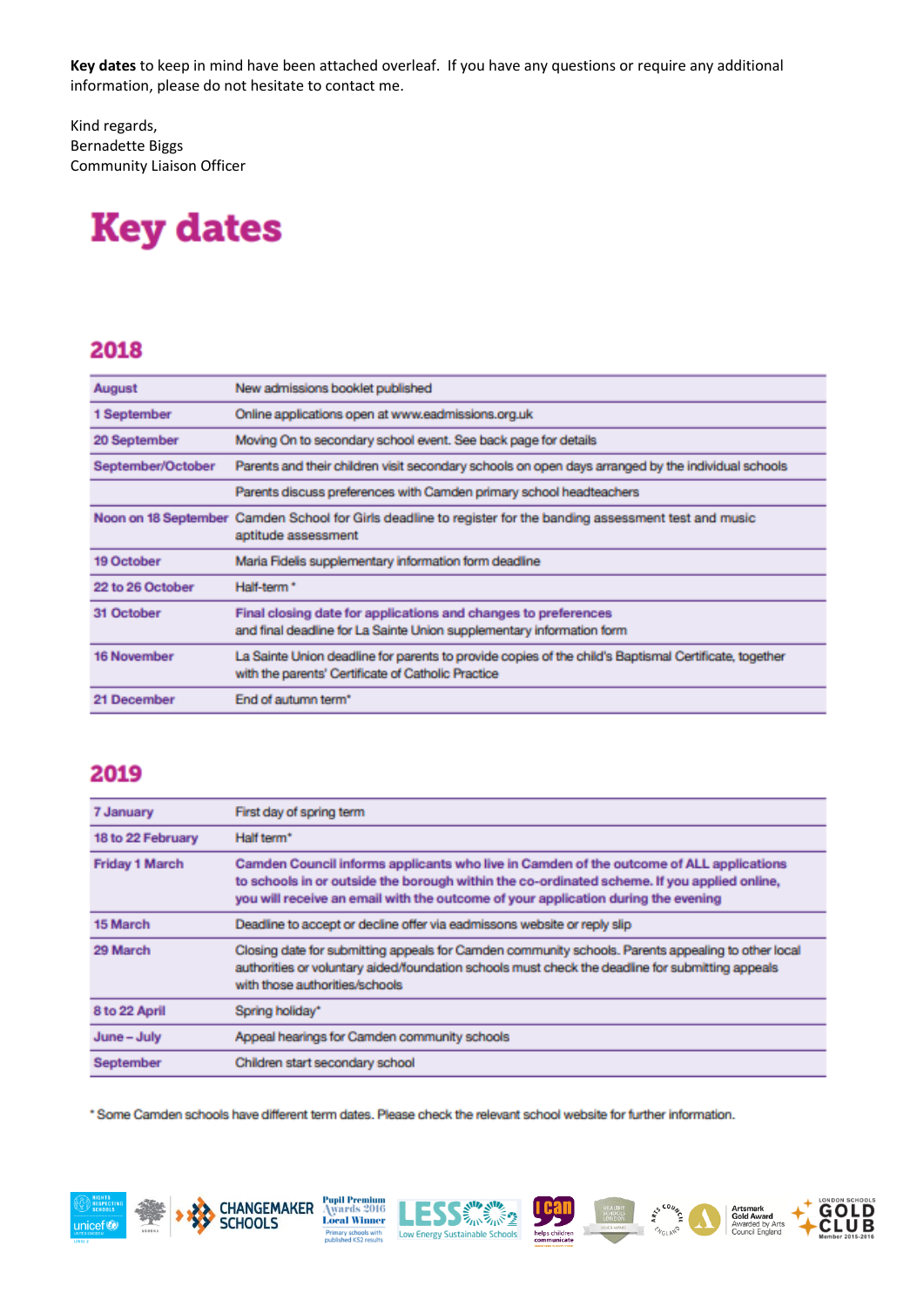**Key dates** to keep in mind have been attached overleaf. If you have any questions or require any additional information, please do not hesitate to contact me.

Kind regards,
Bernadette Biggs
Community Liaison Officer

# Key dates

## 2018

| | |
|---|---|
| August | New admissions booklet published |
| 1 September | Online applications open at www.eadmissions.org.uk |
| 20 September | Moving On to secondary school event. See back page for details |
| September/October | Parents and their children visit secondary schools on open days arranged by the individual schools |
| | Parents discuss preferences with Camden primary school headteachers |
| Noon on 18 September | Camden School for Girls deadline to register for the banding assessment test and music aptitude assessment |
| 19 October | Maria Fidelis supplementary information form deadline |
| 22 to 26 October | Half-term * |
| 31 October | **Final closing date for applications and changes to preferences** and final deadline for La Sainte Union supplementary information form |
| 16 November | La Sainte Union deadline for parents to provide copies of the child's Baptismal Certificate, together with the parents' Certificate of Catholic Practice |
| 21 December | End of autumn term* |

## 2019

| | |
|---|---|
| 7 January | First day of spring term |
| 18 to 22 February | Half term* |
| Friday 1 March | **Camden Council informs applicants who live in Camden of the outcome of ALL applications to schools in or outside the borough within the co-ordinated scheme. If you applied online, you will receive an email with the outcome of your application during the evening** |
| 15 March | Deadline to accept or decline offer via eadmissons website or reply slip |
| 29 March | Closing date for submitting appeals for Camden community schools. Parents appealing to other local authorities or voluntary aided/foundation schools must check the deadline for submitting appeals with those authorities/schools |
| 8 to 22 April | Spring holiday* |
| June – July | Appeal hearings for Camden community schools |
| September | Children start secondary school |

* Some Camden schools have different term dates. Please check the relevant school website for further information.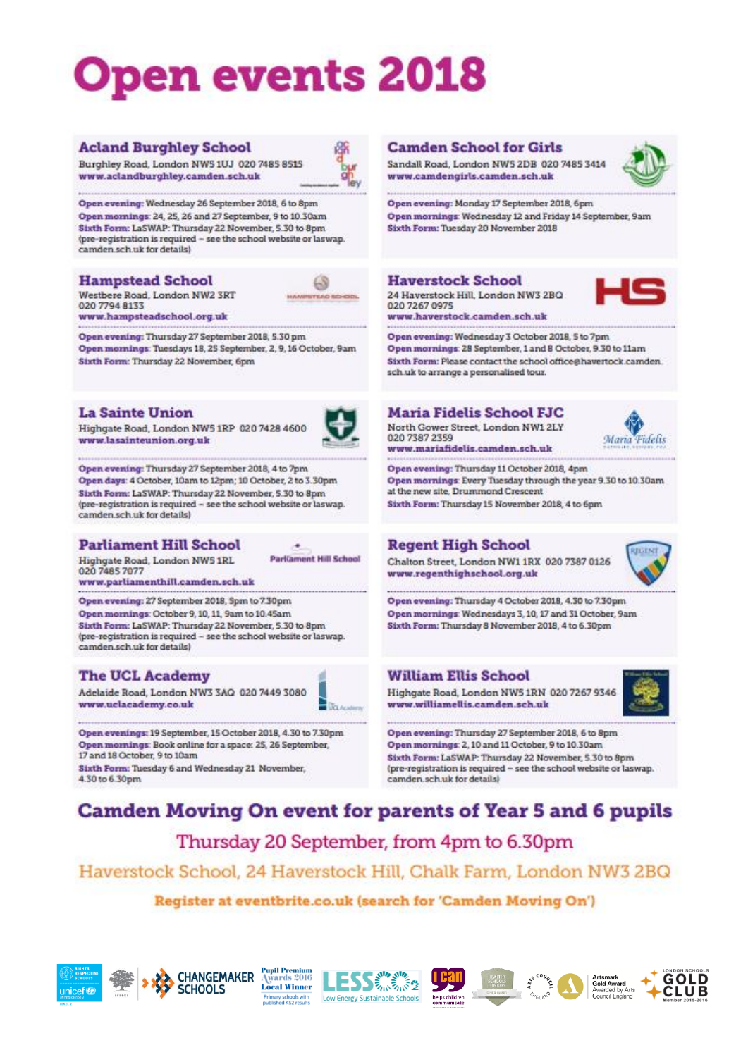# Open events 2018

## Acland Burghley School

Burghley Road, London NW5 1UJ 020 7485 8515
www.aclandburghley.camden.sch.uk

**Open evening:** Wednesday 26 September 2018, 6 to 8pm
**Open mornings:** 24, 25, 26 and 27 September, 9 to 10.30am
**Sixth Form:** LaSWAP: Thursday 22 November, 5.30 to 8pm (pre-registration is required – see the school website or laswap.camden.sch.uk for details)

## Camden School for Girls

Sandall Road, London NW5 2DB 020 7485 3414
www.camdengirls.camden.sch.uk

**Open evening:** Monday 17 September 2018, 6pm
**Open mornings:** Wednesday 12 and Friday 14 September, 9am
**Sixth Form:** Tuesday 20 November 2018

## Hampstead School

Westbere Road, London NW2 3RT
020 7794 8133
www.hampsteadschool.org.uk

**Open evening:** Thursday 27 September 2018, 5.30 pm
**Open mornings:** Tuesdays 18, 25 September, 2, 9, 16 October, 9am
**Sixth Form:** Thursday 22 November, 6pm

## Haverstock School

24 Haverstock Hill, London NW3 2BQ
020 7267 0975
www.haverstock.camden.sch.uk

**Open evening:** Wednesday 3 October 2018, 5 to 7pm
**Open mornings:** 28 September, 1 and 8 October, 9.30 to 11am
**Sixth Form:** Please contact the school office@havertock.camden.sch.uk to arrange a personalised tour.

## La Sainte Union

Highgate Road, London NW5 1RP 020 7428 4600
www.lasainteunion.org.uk

**Open evening:** Thursday 27 September 2018, 4 to 7pm
**Open days:** 4 October, 10am to 12pm; 10 October, 2 to 3.30pm
**Sixth Form:** LaSWAP: Thursday 22 November, 5.30 to 8pm (pre-registration is required – see the school website or laswap.camden.sch.uk for details)

## Maria Fidelis School FJC

North Gower Street, London NW1 2LY
020 7387 2359
www.mariafidelis.camden.sch.uk

**Open evening:** Thursday 11 October 2018, 4pm
**Open mornings:** Every Tuesday through the year 9.30 to 10.30am at the new site, Drummond Crescent
**Sixth Form:** Thursday 15 November 2018, 4 to 6pm

## Parliament Hill School

Highgate Road, London NW5 1RL
020 7485 7077
www.parliamenthill.camden.sch.uk

**Open evening:** 27 September 2018, 5pm to 7.30pm
**Open mornings:** October 9, 10, 11, 9am to 10.45am
**Sixth Form:** LaSWAP: Thursday 22 November, 5.30 to 8pm (pre-registration is required – see the school website or laswap.camden.sch.uk for details)

## Regent High School

Chalton Street, London NW1 1RX 020 7387 0126
www.regenthighschool.org.uk

**Open evening:** Thursday 4 October 2018, 4.30 to 7.30pm
**Open mornings:** Wednesdays 3, 10, 17 and 31 October, 9am
**Sixth Form:** Thursday 8 November 2018, 4 to 6.30pm

## The UCL Academy

Adelaide Road, London NW3 3AQ 020 7449 3080
www.uclacademy.co.uk

**Open evenings:** 19 September, 15 October 2018, 4.30 to 7.30pm
**Open mornings:** Book online for a space: 25, 26 September, 17 and 18 October, 9 to 10am
**Sixth Form:** Tuesday 6 and Wednesday 21 November, 4.30 to 6.30pm

## William Ellis School

Highgate Road, London NW5 1RN 020 7267 9346
www.williamellis.camden.sch.uk

**Open evening:** Thursday 27 September 2018, 6 to 8pm
**Open mornings:** 2, 10 and 11 October, 9 to 10.30am
**Sixth Form:** LaSWAP: Thursday 22 November, 5.30 to 8pm (pre-registration is required – see the school website or laswap.camden.sch.uk for details)

## Camden Moving On event for parents of Year 5 and 6 pupils

Thursday 20 September, from 4pm to 6.30pm

Haverstock School, 24 Haverstock Hill, Chalk Farm, London NW3 2BQ

**Register at eventbrite.co.uk (search for 'Camden Moving On')**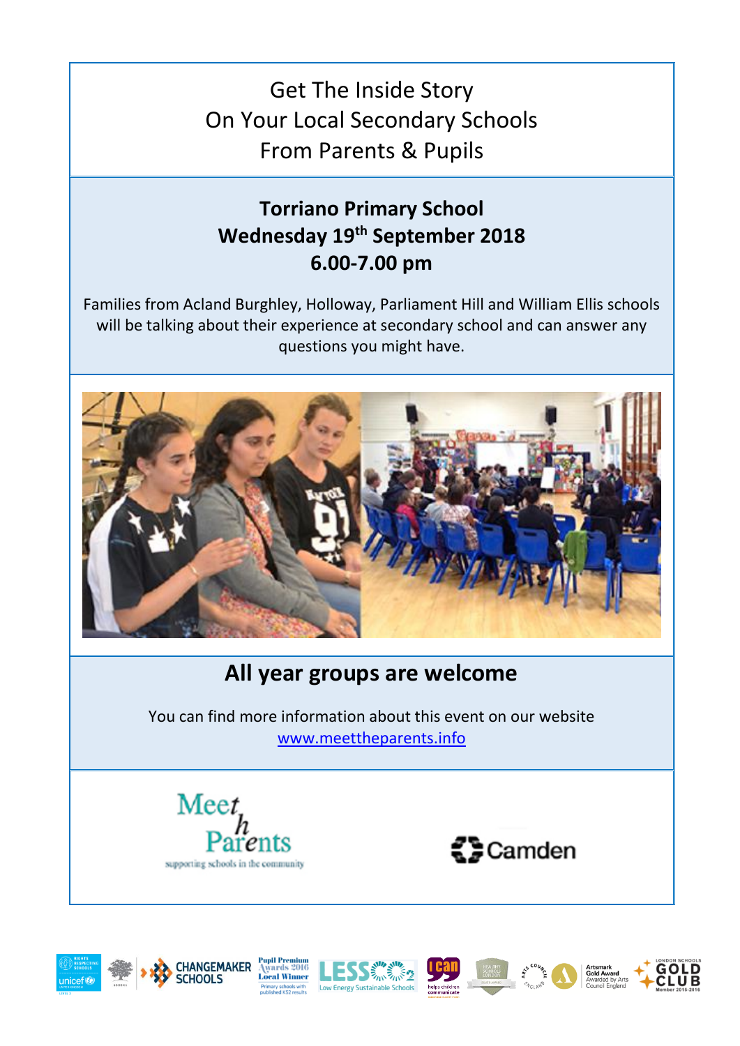# Get The Inside Story On Your Local Secondary Schools From Parents & Pupils

## Torriano Primary School

## Wednesday 19th September 2018

## 6.00-7.00 pm

Families from Acland Burghley, Holloway, Parliament Hill and William Ellis schools will be talking about their experience at secondary school and can answer any questions you might have.

## All year groups are welcome

You can find more information about this event on our website [www.meettheparents.info](http://www.meettheparents.info)

Meet the Parents
supporting schools in the community

Camden